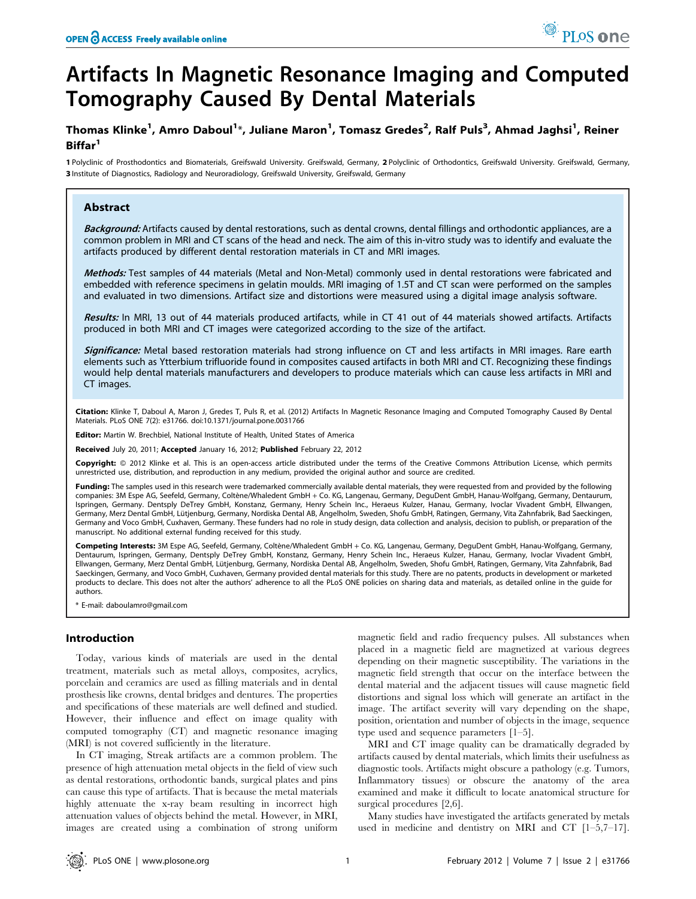# Artifacts In Magnetic Resonance Imaging and Computed Tomography Caused By Dental Materials

**Thomas Klinke[1], Amro Daboul[1]*, Juliane Maron[1], Tomasz Gredes[2], Ralf Puls[3], Ahmad Jaghsi[1], Reiner Biffar[1]**

1 Polyclinic of Prosthodontics and Biomaterials, Greifswald University. Greifswald, Germany, 2 Polyclinic of Orthodontics, Greifswald University. Greifswald, Germany, 3 Institute of Diagnostics, Radiology and Neuroradiology, Greifswald University, Greifswald, Germany

## Abstract

***Background:*** Artifacts caused by dental restorations, such as dental crowns, dental fillings and orthodontic appliances, are a common problem in MRI and CT scans of the head and neck. The aim of this in-vitro study was to identify and evaluate the artifacts produced by different dental restoration materials in CT and MRI images.

***Methods:*** Test samples of 44 materials (Metal and Non-Metal) commonly used in dental restorations were fabricated and embedded with reference specimens in gelatin moulds. MRI imaging of 1.5T and CT scan were performed on the samples and evaluated in two dimensions. Artifact size and distortions were measured using a digital image analysis software.

***Results:*** In MRI, 13 out of 44 materials produced artifacts, while in CT 41 out of 44 materials showed artifacts. Artifacts produced in both MRI and CT images were categorized according to the size of the artifact.

***Significance:*** Metal based restoration materials had strong influence on CT and less artifacts in MRI images. Rare earth elements such as Ytterbium trifluoride found in composites caused artifacts in both MRI and CT. Recognizing these findings would help dental materials manufacturers and developers to produce materials which can cause less artifacts in MRI and CT images.

**Citation:** Klinke T, Daboul A, Maron J, Gredes T, Puls R, et al. (2012) Artifacts In Magnetic Resonance Imaging and Computed Tomography Caused By Dental Materials. PLoS ONE 7(2): e31766. doi:10.1371/journal.pone.0031766

**Editor:** Martin W. Brechbiel, National Institute of Health, United States of America

**Received** July 20, 2011; **Accepted** January 16, 2012; **Published** February 22, 2012

**Copyright:** © 2012 Klinke et al. This is an open-access article distributed under the terms of the Creative Commons Attribution License, which permits unrestricted use, distribution, and reproduction in any medium, provided the original author and source are credited.

**Funding:** The samples used in this research were trademarked commercially available dental materials, they were requested from and provided by the following companies: 3M Espe AG, Seefeld, Germany, Coltène/Whaledent GmbH + Co. KG, Langenau, Germany, DeguDent GmbH, Hanau-Wolfgang, Germany, Dentaurum, Ispringen, Germany. Dentsply DeTrey GmbH, Konstanz, Germany, Henry Schein Inc., Heraeus Kulzer, Hanau, Germany, Ivoclar Vivadent GmbH, Ellwangen, Germany, Merz Dental GmbH, Lütjenburg, Germany, Nordiska Dental AB, Ängelholm, Sweden, Shofu GmbH, Ratingen, Germany, Vita Zahnfabrik, Bad Saeckingen, Germany and Voco GmbH, Cuxhaven, Germany. These funders had no role in study design, data collection and analysis, decision to publish, or preparation of the manuscript. No additional external funding received for this study.

**Competing Interests:** 3M Espe AG, Seefeld, Germany, Coltène/Whaledent GmbH + Co. KG, Langenau, Germany, DeguDent GmbH, Hanau-Wolfgang, Germany, Dentaurum, Ispringen, Germany, Dentsply DeTrey GmbH, Konstanz, Germany, Henry Schein Inc., Heraeus Kulzer, Hanau, Germany, Ivoclar Vivadent GmbH, Ellwangen, Germany, Merz Dental GmbH, Lütjenburg, Germany, Nordiska Dental AB, Ängelholm, Sweden, Shofu GmbH, Ratingen, Germany, Vita Zahnfabrik, Bad Saeckingen, Germany, and Voco GmbH, Cuxhaven, Germany provided dental materials for this study. There are no patents, products in development or marketed products to declare. This does not alter the authors' adherence to all the PLoS ONE policies on sharing data and materials, as detailed online in the guide for authors.

\* E-mail: daboulamro@gmail.com

## Introduction

Today, various kinds of materials are used in the dental treatment, materials such as metal alloys, composites, acrylics, porcelain and ceramics are used as filling materials and in dental prosthesis like crowns, dental bridges and dentures. The properties and specifications of these materials are well defined and studied. However, their influence and effect on image quality with computed tomography (CT) and magnetic resonance imaging (MRI) is not covered sufficiently in the literature.

In CT imaging, Streak artifacts are a common problem. The presence of high attenuation metal objects in the field of view such as dental restorations, orthodontic bands, surgical plates and pins can cause this type of artifacts. That is because the metal materials highly attenuate the x-ray beam resulting in incorrect high attenuation values of objects behind the metal. However, in MRI, images are created using a combination of strong uniform magnetic field and radio frequency pulses. All substances when placed in a magnetic field are magnetized at various degrees depending on their magnetic susceptibility. The variations in the magnetic field strength that occur on the interface between the dental material and the adjacent tissues will cause magnetic field distortions and signal loss which will generate an artifact in the image. The artifact severity will vary depending on the shape, position, orientation and number of objects in the image, sequence type used and sequence parameters [1–5].

MRI and CT image quality can be dramatically degraded by artifacts caused by dental materials, which limits their usefulness as diagnostic tools. Artifacts might obscure a pathology (e.g. Tumors, Inflammatory tissues) or obscure the anatomy of the area examined and make it difficult to locate anatomical structure for surgical procedures [2,6].

Many studies have investigated the artifacts generated by metals used in medicine and dentistry on MRI and CT [1–5,7–17].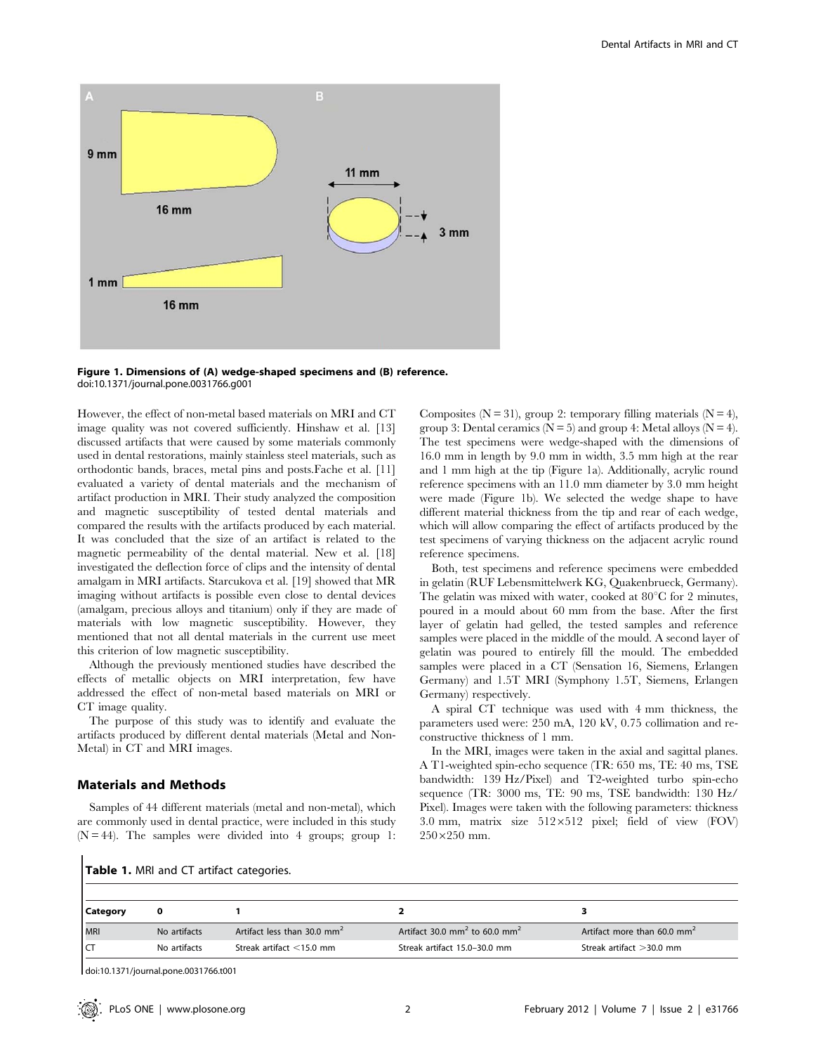Figure 1. Dimensions of (A) wedge-shaped specimens and (B) reference.
doi:10.1371/journal.pone.0031766.g001

However, the effect of non-metal based materials on MRI and CT image quality was not covered sufficiently. Hinshaw et al. [13] discussed artifacts that were caused by some materials commonly used in dental restorations, mainly stainless steel materials, such as orthodontic bands, braces, metal pins and posts.Fache et al. [11] evaluated a variety of dental materials and the mechanism of artifact production in MRI. Their study analyzed the composition and magnetic susceptibility of tested dental materials and compared the results with the artifacts produced by each material. It was concluded that the size of an artifact is related to the magnetic permeability of the dental material. New et al. [18] investigated the deflection force of clips and the intensity of dental amalgam in MRI artifacts. Starcukova et al. [19] showed that MR imaging without artifacts is possible even close to dental devices (amalgam, precious alloys and titanium) only if they are made of materials with low magnetic susceptibility. However, they mentioned that not all dental materials in the current use meet this criterion of low magnetic susceptibility.

Although the previously mentioned studies have described the effects of metallic objects on MRI interpretation, few have addressed the effect of non-metal based materials on MRI or CT image quality.

The purpose of this study was to identify and evaluate the artifacts produced by different dental materials (Metal and Non-Metal) in CT and MRI images.

## Materials and Methods

Samples of 44 different materials (metal and non-metal), which are commonly used in dental practice, were included in this study (N = 44). The samples were divided into 4 groups; group 1: Composites (N = 31), group 2: temporary filling materials (N = 4), group 3: Dental ceramics (N = 5) and group 4: Metal alloys (N = 4). The test specimens were wedge-shaped with the dimensions of 16.0 mm in length by 9.0 mm in width, 3.5 mm high at the rear and 1 mm high at the tip (Figure 1a). Additionally, acrylic round reference specimens with an 11.0 mm diameter by 3.0 mm height were made (Figure 1b). We selected the wedge shape to have different material thickness from the tip and rear of each wedge, which will allow comparing the effect of artifacts produced by the test specimens of varying thickness on the adjacent acrylic round reference specimens.

Both, test specimens and reference specimens were embedded in gelatin (RUF Lebensmittelwerk KG, Quakenbrueck, Germany). The gelatin was mixed with water, cooked at 80°C for 2 minutes, poured in a mould about 60 mm from the base. After the first layer of gelatin had gelled, the tested samples and reference samples were placed in the middle of the mould. A second layer of gelatin was poured to entirely fill the mould. The embedded samples were placed in a CT (Sensation 16, Siemens, Erlangen Germany) and 1.5T MRI (Symphony 1.5T, Siemens, Erlangen Germany) respectively.

A spiral CT technique was used with 4 mm thickness, the parameters used were: 250 mA, 120 kV, 0.75 collimation and reconstructive thickness of 1 mm.

In the MRI, images were taken in the axial and sagittal planes. A T1-weighted spin-echo sequence (TR: 650 ms, TE: 40 ms, TSE bandwidth: 139 Hz/Pixel) and T2-weighted turbo spin-echo sequence (TR: 3000 ms, TE: 90 ms, TSE bandwidth: 130 Hz/Pixel). Images were taken with the following parameters: thickness 3.0 mm, matrix size 512×512 pixel; field of view (FOV) 250×250 mm.

**Table 1.** MRI and CT artifact categories.

| Category | 0 | 1 | 2 | 3 |
|---|---|---|---|---|
| MRI | No artifacts | Artifact less than 30.0 $mm^2$ | Artifact 30.0 $mm^2$ to 60.0 $mm^2$ | Artifact more than 60.0 $mm^2$ |
| CT | No artifacts | Streak artifact <15.0 mm | Streak artifact 15.0–30.0 mm | Streak artifact >30.0 mm |

doi:10.1371/journal.pone.0031766.t001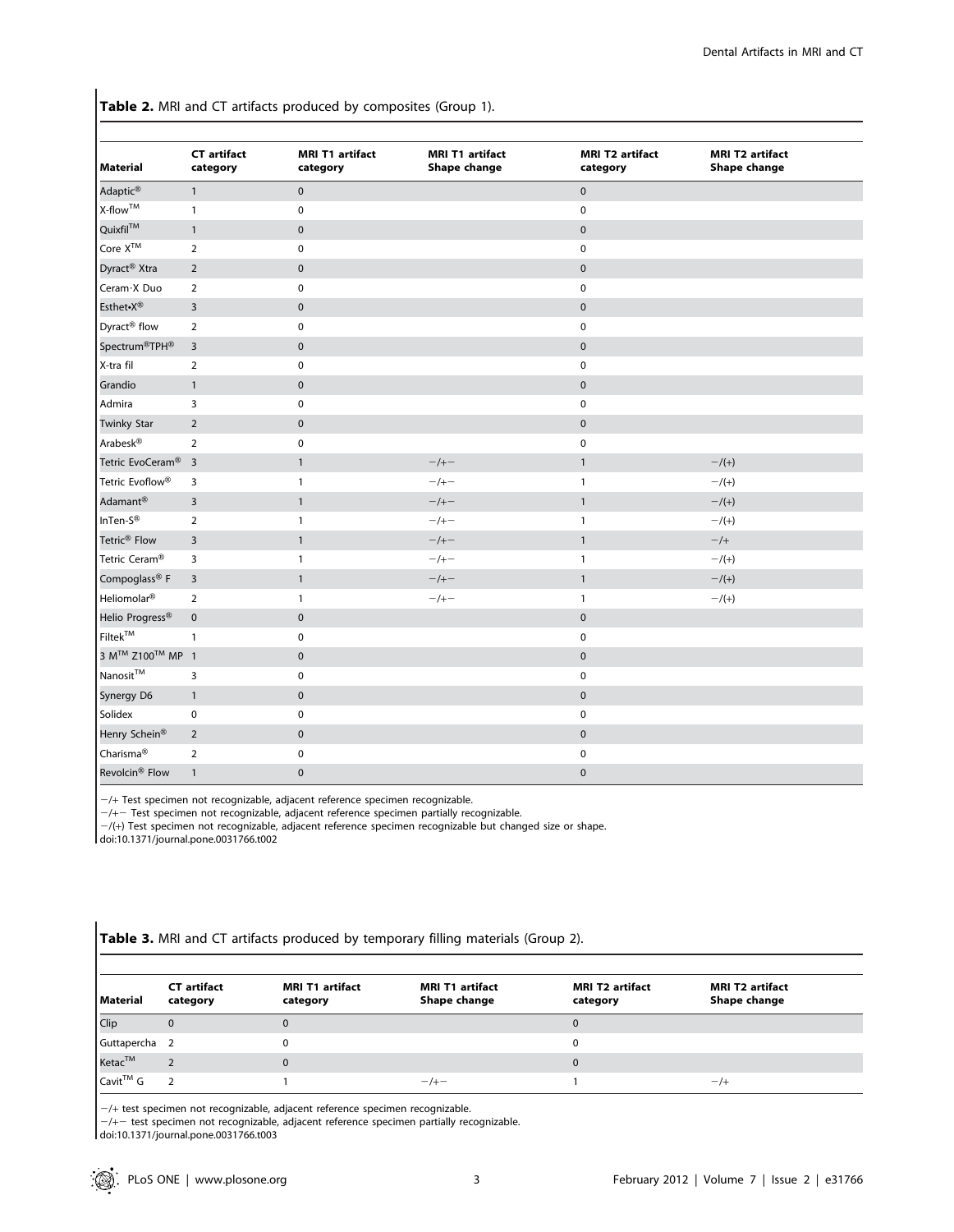**Table 2.** MRI and CT artifacts produced by composites (Group 1).

| Material | CT artifact category | MRI T1 artifact category | MRI T1 artifact Shape change | MRI T2 artifact category | MRI T2 artifact Shape change |
|---|---|---|---|---|---|
| Adaptic® | 1 | 0 | | 0 | |
| X-flow™ | 1 | 0 | | 0 | |
| Quixfil™ | 1 | 0 | | 0 | |
| Core X™ | 2 | 0 | | 0 | |
| Dyract® Xtra | 2 | 0 | | 0 | |
| Ceram·X Duo | 2 | 0 | | 0 | |
| Esthet•X® | 3 | 0 | | 0 | |
| Dyract® flow | 2 | 0 | | 0 | |
| Spectrum®TPH® | 3 | 0 | | 0 | |
| X-tra fil | 2 | 0 | | 0 | |
| Grandio | 1 | 0 | | 0 | |
| Admira | 3 | 0 | | 0 | |
| Twinky Star | 2 | 0 | | 0 | |
| Arabesk® | 2 | 0 | | 0 | |
| Tetric EvoCeram® | 3 | 1 | −/+− | 1 | −/(+) |
| Tetric Evoflow® | 3 | 1 | −/+− | 1 | −/(+) |
| Adamant® | 3 | 1 | −/+− | 1 | −/(+) |
| InTen-S® | 2 | 1 | −/+− | 1 | −/(+) |
| Tetric® Flow | 3 | 1 | −/+− | 1 | −/+ |
| Tetric Ceram® | 3 | 1 | −/+− | 1 | −/(+) |
| Compoglass® F | 3 | 1 | −/+− | 1 | −/(+) |
| Heliomolar® | 2 | 1 | −/+− | 1 | −/(+) |
| Helio Progress® | 0 | 0 | | 0 | |
| Filtek™ | 1 | 0 | | 0 | |
| 3 M™ Z100™ MP | 1 | 0 | | 0 | |
| Nanosit™ | 3 | 0 | | 0 | |
| Synergy D6 | 1 | 0 | | 0 | |
| Solidex | 0 | 0 | | 0 | |
| Henry Schein® | 2 | 0 | | 0 | |
| Charisma® | 2 | 0 | | 0 | |
| Revolcin® Flow | 1 | 0 | | 0 | |

−/+ Test specimen not recognizable, adjacent reference specimen recognizable.
−/+− Test specimen not recognizable, adjacent reference specimen partially recognizable.
−/(+) Test specimen not recognizable, adjacent reference specimen recognizable but changed size or shape.
doi:10.1371/journal.pone.0031766.t002

**Table 3.** MRI and CT artifacts produced by temporary filling materials (Group 2).

| Material | CT artifact category | MRI T1 artifact category | MRI T1 artifact Shape change | MRI T2 artifact category | MRI T2 artifact Shape change |
|---|---|---|---|---|---|
| Clip | 0 | 0 | | 0 | |
| Guttapercha | 2 | 0 | | 0 | |
| Ketac™ | 2 | 0 | | 0 | |
| Cavit™ G | 2 | 1 | −/+− | 1 | −/+ |

−/+ test specimen not recognizable, adjacent reference specimen recognizable.
−/+− test specimen not recognizable, adjacent reference specimen partially recognizable.
doi:10.1371/journal.pone.0031766.t003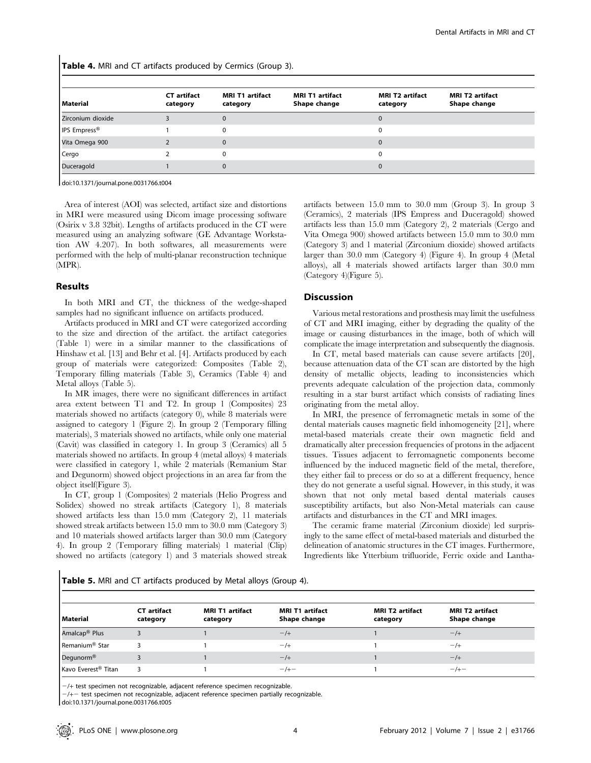**Table 4.** MRI and CT artifacts produced by Cermics (Group 3).

| Material | CT artifact category | MRI T1 artifact category | MRI T1 artifact Shape change | MRI T2 artifact category | MRI T2 artifact Shape change |
|---|---|---|---|---|---|
| Zirconium dioxide | 3 | 0 | | 0 | |
| IPS Empress® | 1 | 0 | | 0 | |
| Vita Omega 900 | 2 | 0 | | 0 | |
| Cergo | 2 | 0 | | 0 | |
| Duceragold | 1 | 0 | | 0 | |

doi:10.1371/journal.pone.0031766.t004

Area of interest (AOI) was selected, artifact size and distortions in MRI were measured using Dicom image processing software (Osirix v 3.8 32bit). Lengths of artifacts produced in the CT were measured using an analyzing software (GE Advantage Workstation AW 4.207). In both softwares, all measurements were performed with the help of multi-planar reconstruction technique (MPR).

## Results

In both MRI and CT, the thickness of the wedge-shaped samples had no significant influence on artifacts produced.

Artifacts produced in MRI and CT were categorized according to the size and direction of the artifact. the artifact categories (Table 1) were in a similar manner to the classifications of Hinshaw et al. [13] and Behr et al. [4]. Artifacts produced by each group of materials were categorized: Composites (Table 2), Temporary filling materials (Table 3), Ceramics (Table 4) and Metal alloys (Table 5).

In MR images, there were no significant differences in artifact area extent between T1 and T2. In group 1 (Composites) 23 materials showed no artifacts (category 0), while 8 materials were assigned to category 1 (Figure 2). In group 2 (Temporary filling materials), 3 materials showed no artifacts, while only one material (Cavit) was classified in category 1. In group 3 (Ceramics) all 5 materials showed no artifacts. In group 4 (metal alloys) 4 materials were classified in category 1, while 2 materials (Remanium Star and Degunorm) showed object projections in an area far from the object itself(Figure 3).

In CT, group 1 (Composites) 2 materials (Helio Progress and Solidex) showed no streak artifacts (Category 1), 8 materials showed artifacts less than 15.0 mm (Category 2), 11 materials showed streak artifacts between 15.0 mm to 30.0 mm (Category 3) and 10 materials showed artifacts larger than 30.0 mm (Category 4). In group 2 (Temporary filling materials) 1 material (Clip) showed no artifacts (category 1) and 3 materials showed streak artifacts between 15.0 mm to 30.0 mm (Group 3). In group 3 (Ceramics), 2 materials (IPS Empress and Duceragold) showed artifacts less than 15.0 mm (Category 2), 2 materials (Cergo and Vita Omega 900) showed artifacts between 15.0 mm to 30.0 mm (Category 3) and 1 material (Zirconium dioxide) showed artifacts larger than 30.0 mm (Category 4) (Figure 4). In group 4 (Metal alloys), all 4 materials showed artifacts larger than 30.0 mm (Category 4)(Figure 5).

## Discussion

Various metal restorations and prosthesis may limit the usefulness of CT and MRI imaging, either by degrading the quality of the image or causing disturbances in the image, both of which will complicate the image interpretation and subsequently the diagnosis.

In CT, metal based materials can cause severe artifacts [20], because attenuation data of the CT scan are distorted by the high density of metallic objects, leading to inconsistencies which prevents adequate calculation of the projection data, commonly resulting in a star burst artifact which consists of radiating lines originating from the metal alloy.

In MRI, the presence of ferromagnetic metals in some of the dental materials causes magnetic field inhomogeneity [21], where metal-based materials create their own magnetic field and dramatically alter precession frequencies of protons in the adjacent tissues. Tissues adjacent to ferromagnetic components become influenced by the induced magnetic field of the metal, therefore, they either fail to precess or do so at a different frequency, hence they do not generate a useful signal. However, in this study, it was shown that not only metal based dental materials causes susceptibility artifacts, but also Non-Metal materials can cause artifacts and disturbances in the CT and MRI images.

The ceramic frame material (Zirconium dioxide) led surprisingly to the same effect of metal-based materials and disturbed the delineation of anatomic structures in the CT images. Furthermore, Ingredients like Ytterbium trifluoride, Ferric oxide and Lantha-

**Table 5.** MRI and CT artifacts produced by Metal alloys (Group 4).

| Material | CT artifact category | MRI T1 artifact category | MRI T1 artifact Shape change | MRI T2 artifact category | MRI T2 artifact Shape change |
|---|---|---|---|---|---|
| Amalcap® Plus | 3 | 1 | −/+ | 1 | −/+ |
| Remanium® Star | 3 | 1 | −/+ | 1 | −/+ |
| Degunorm® | 3 | 1 | −/+ | 1 | −/+ |
| Kavo Everest® Titan | 3 | 1 | −/+− | 1 | −/+− |

−/+ test specimen not recognizable, adjacent reference specimen recognizable.
−/+− test specimen not recognizable, adjacent reference specimen partially recognizable.
doi:10.1371/journal.pone.0031766.t005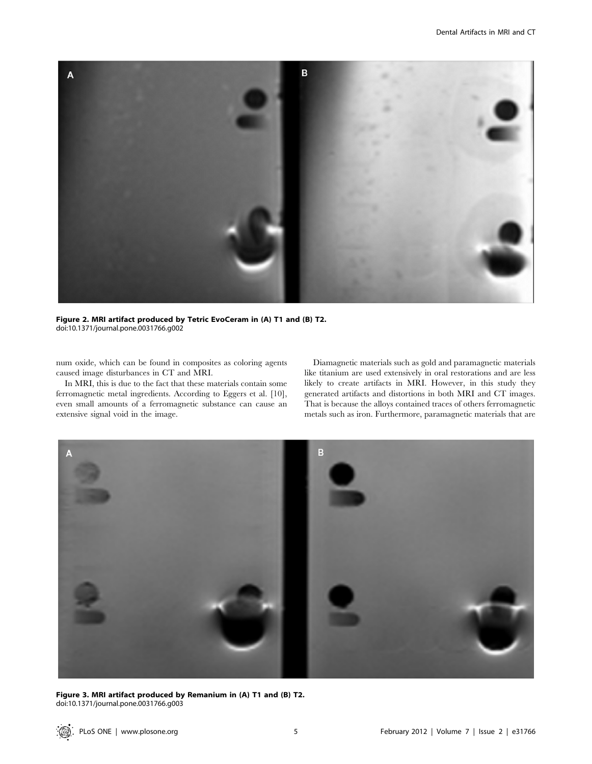**Figure 2. MRI artifact produced by Tetric EvoCeram in (A) T1 and (B) T2.**
doi:10.1371/journal.pone.0031766.g002

num oxide, which can be found in composites as coloring agents caused image disturbances in CT and MRI.

In MRI, this is due to the fact that these materials contain some ferromagnetic metal ingredients. According to Eggers et al. [10], even small amounts of a ferromagnetic substance can cause an extensive signal void in the image.

Diamagnetic materials such as gold and paramagnetic materials like titanium are used extensively in oral restorations and are less likely to create artifacts in MRI. However, in this study they generated artifacts and distortions in both MRI and CT images. That is because the alloys contained traces of others ferromagnetic metals such as iron. Furthermore, paramagnetic materials that are

**Figure 3. MRI artifact produced by Remanium in (A) T1 and (B) T2.**
doi:10.1371/journal.pone.0031766.g003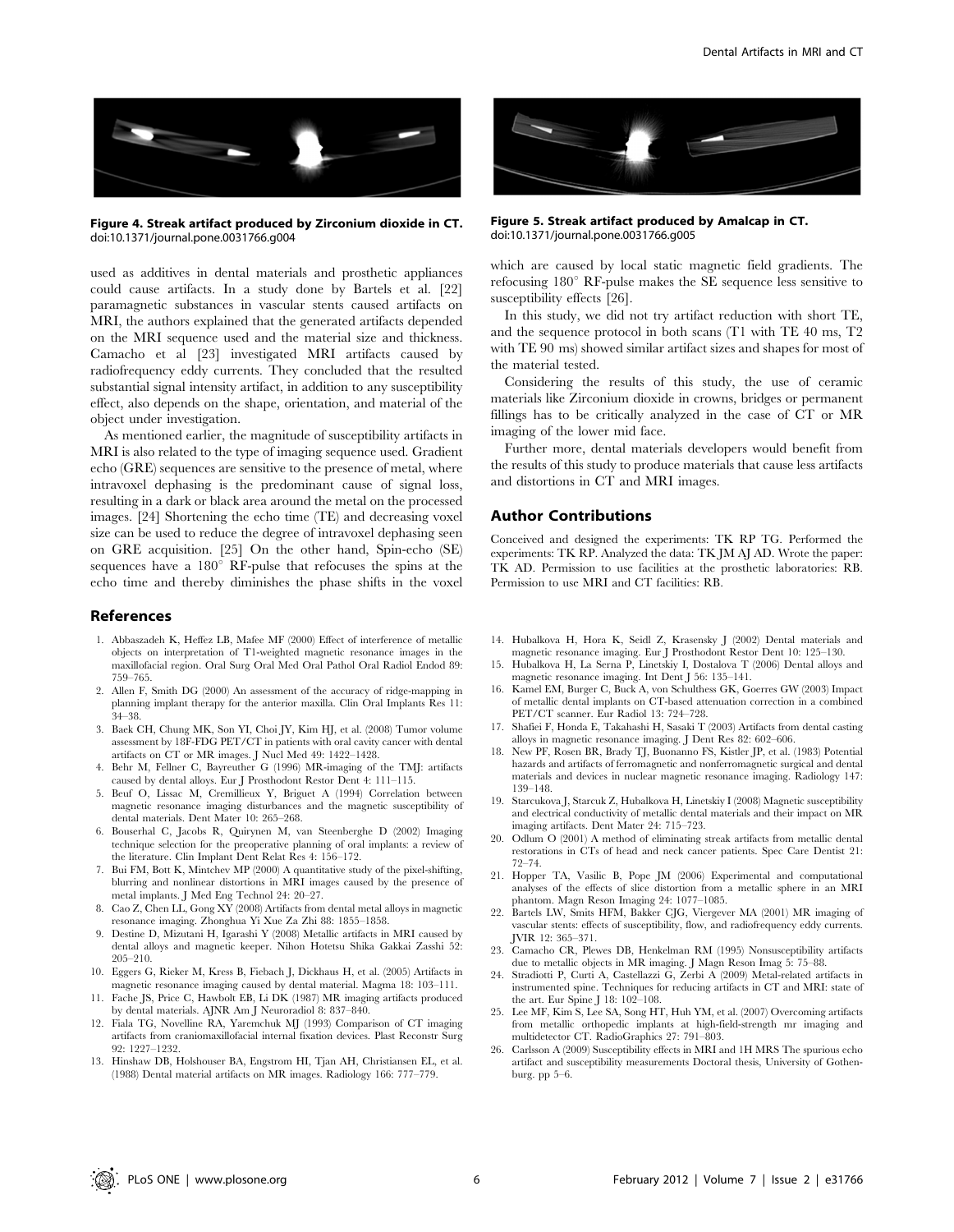**Figure 4. Streak artifact produced by Zirconium dioxide in CT.**
doi:10.1371/journal.pone.0031766.g004

**Figure 5. Streak artifact produced by Amalcap in CT.**
doi:10.1371/journal.pone.0031766.g005

used as additives in dental materials and prosthetic appliances could cause artifacts. In a study done by Bartels et al. [22] paramagnetic substances in vascular stents caused artifacts on MRI, the authors explained that the generated artifacts depended on the MRI sequence used and the material size and thickness. Camacho et al [23] investigated MRI artifacts caused by radiofrequency eddy currents. They concluded that the resulted substantial signal intensity artifact, in addition to any susceptibility effect, also depends on the shape, orientation, and material of the object under investigation.

As mentioned earlier, the magnitude of susceptibility artifacts in MRI is also related to the type of imaging sequence used. Gradient echo (GRE) sequences are sensitive to the presence of metal, where intravoxel dephasing is the predominant cause of signal loss, resulting in a dark or black area around the metal on the processed images. [24] Shortening the echo time (TE) and decreasing voxel size can be used to reduce the degree of intravoxel dephasing seen on GRE acquisition. [25] On the other hand, Spin-echo (SE) sequences have a 180° RF-pulse that refocuses the spins at the echo time and thereby diminishes the phase shifts in the voxel which are caused by local static magnetic field gradients. The refocusing 180° RF-pulse makes the SE sequence less sensitive to susceptibility effects [26].

In this study, we did not try artifact reduction with short TE, and the sequence protocol in both scans (T1 with TE 40 ms, T2 with TE 90 ms) showed similar artifact sizes and shapes for most of the material tested.

Considering the results of this study, the use of ceramic materials like Zirconium dioxide in crowns, bridges or permanent fillings has to be critically analyzed in the case of CT or MR imaging of the lower mid face.

Further more, dental materials developers would benefit from the results of this study to produce materials that cause less artifacts and distortions in CT and MRI images.

## Author Contributions

Conceived and designed the experiments: TK RP TG. Performed the experiments: TK RP. Analyzed the data: TK JM AJ AD. Wrote the paper: TK AD. Permission to use facilities at the prosthetic laboratories: RB. Permission to use MRI and CT facilities: RB.

## References

1. Abbaszadeh K, Heffez LB, Mafee MF (2000) Effect of interference of metallic objects on interpretation of T1-weighted magnetic resonance images in the maxillofacial region. Oral Surg Oral Med Oral Pathol Oral Radiol Endod 89: 759–765.
2. Allen F, Smith DG (2000) An assessment of the accuracy of ridge-mapping in planning implant therapy for the anterior maxilla. Clin Oral Implants Res 11: 34–38.
3. Baek CH, Chung MK, Son YI, Choi JY, Kim HJ, et al. (2008) Tumor volume assessment by 18F-FDG PET/CT in patients with oral cavity cancer with dental artifacts on CT or MR images. J Nucl Med 49: 1422–1428.
4. Behr M, Fellner C, Bayreuther G (1996) MR-imaging of the TMJ: artifacts caused by dental alloys. Eur J Prosthodont Restor Dent 4: 111–115.
5. Beuf O, Lissac M, Cremillieux Y, Briguet A (1994) Correlation between magnetic resonance imaging disturbances and the magnetic susceptibility of dental materials. Dent Mater 10: 265–268.
6. Bouserhal C, Jacobs R, Quirynen M, van Steenberghe D (2002) Imaging technique selection for the preoperative planning of oral implants: a review of the literature. Clin Implant Dent Relat Res 4: 156–172.
7. Bui FM, Bott K, Mintchev MP (2000) A quantitative study of the pixel-shifting, blurring and nonlinear distortions in MRI images caused by the presence of metal implants. J Med Eng Technol 24: 20–27.
8. Cao Z, Chen LL, Gong XY (2008) Artifacts from dental metal alloys in magnetic resonance imaging. Zhonghua Yi Xue Za Zhi 88: 1855–1858.
9. Destine D, Mizutani H, Igarashi Y (2008) Metallic artifacts in MRI caused by dental alloys and magnetic keeper. Nihon Hotetsu Shika Gakkai Zasshi 52: 205–210.
10. Eggers G, Rieker M, Kress B, Fiebach J, Dickhaus H, et al. (2005) Artifacts in magnetic resonance imaging caused by dental material. Magma 18: 103–111.
11. Fache JS, Price C, Hawbolt EB, Li DK (1987) MR imaging artifacts produced by dental materials. AJNR Am J Neuroradiol 8: 837–840.
12. Fiala TG, Novelline RA, Yaremchuk MJ (1993) Comparison of CT imaging artifacts from craniomaxillofacial internal fixation devices. Plast Reconstr Surg 92: 1227–1232.
13. Hinshaw DB, Holshouser BA, Engstrom HI, Tjan AH, Christiansen EL, et al. (1988) Dental material artifacts on MR images. Radiology 166: 777–779.
14. Hubalkova H, Hora K, Seidl Z, Krasensky J (2002) Dental materials and magnetic resonance imaging. Eur J Prosthodont Restor Dent 10: 125–130.
15. Hubalkova H, La Serna P, Linetskiy I, Dostalova T (2006) Dental alloys and magnetic resonance imaging. Int Dent J 56: 135–141.
16. Kamel EM, Burger C, Buck A, von Schulthess GK, Goerres GW (2003) Impact of metallic dental implants on CT-based attenuation correction in a combined PET/CT scanner. Eur Radiol 13: 724–728.
17. Shafiei F, Honda E, Takahashi H, Sasaki T (2003) Artifacts from dental casting alloys in magnetic resonance imaging. J Dent Res 82: 602–606.
18. New PF, Rosen BR, Brady TJ, Buonanno FS, Kistler JP, et al. (1983) Potential hazards and artifacts of ferromagnetic and nonferromagnetic surgical and dental materials and devices in nuclear magnetic resonance imaging. Radiology 147: 139–148.
19. Starcukova J, Starcuk Z, Hubalkova H, Linetskiy I (2008) Magnetic susceptibility and electrical conductivity of metallic dental materials and their impact on MR imaging artifacts. Dent Mater 24: 715–723.
20. Odlum O (2001) A method of eliminating streak artifacts from metallic dental restorations in CTs of head and neck cancer patients. Spec Care Dentist 21: 72–74.
21. Hopper TA, Vasilic B, Pope JM (2006) Experimental and computational analyses of the effects of slice distortion from a metallic sphere in an MRI phantom. Magn Reson Imaging 24: 1077–1085.
22. Bartels LW, Smits HFM, Bakker CJG, Viergever MA (2001) MR imaging of vascular stents: effects of susceptibility, flow, and radiofrequency eddy currents. JVIR 12: 365–371.
23. Camacho CR, Plewes DB, Henkelman RM (1995) Nonsusceptibility artifacts due to metallic objects in MR imaging. J Magn Reson Imag 5: 75–88.
24. Stradiotti P, Curti A, Castellazzi G, Zerbi A (2009) Metal-related artifacts in instrumented spine. Techniques for reducing artifacts in CT and MRI: state of the art. Eur Spine J 18: 102–108.
25. Lee MF, Kim S, Lee SA, Song HT, Huh YM, et al. (2007) Overcoming artifacts from metallic orthopedic implants at high-field-strength mr imaging and multidetector CT. RadioGraphics 27: 791–803.
26. Carlsson A (2009) Susceptibility effects in MRI and 1H MRS The spurious echo artifact and susceptibility measurements Doctoral thesis, University of Gothenburg. pp 5–6.